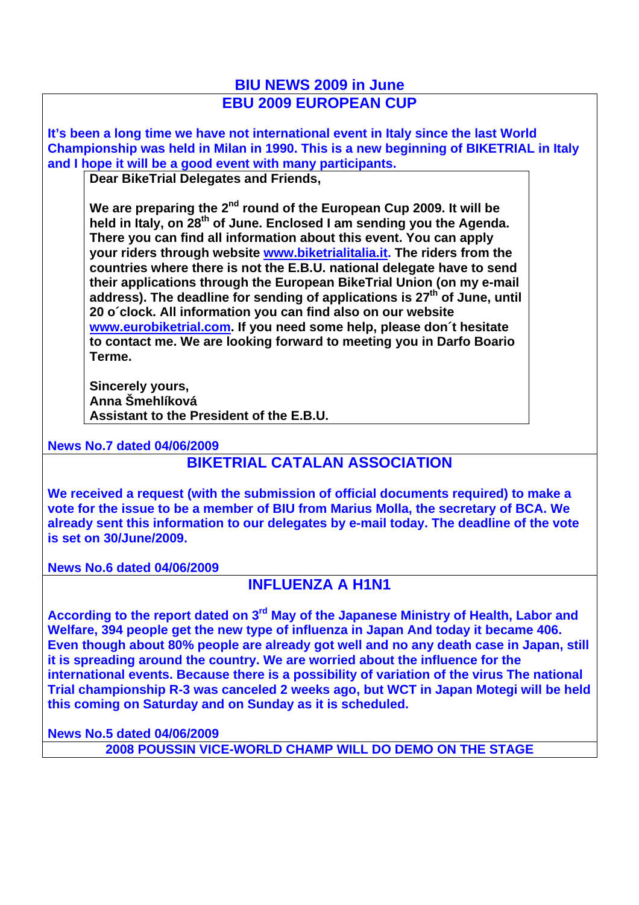# BIU NEWS 2009 in June

## EBU 2009 EUROPEAN CUP

**It's been a long time we have not international event in Italy since the last World Championship was held in Milan in 1990. This is a new beginning of BIKETRIAL in Italy and I hope it will be a good event with many participants.**

**Dear BikeTrial Delegates and Friends,**

**We are preparing the 2nd round of the European Cup 2009. It will be held in Italy, on 28th of June. Enclosed I am sending you the Agenda. There you can find all information about this event. You can apply your riders through website www.biketrialitalia.it. The riders from the countries where there is not the E.B.U. national delegate have to send their applications through the European BikeTrial Union (on my e-mail address). The deadline for sending of applications is 27th of June, until 20 o´clock. All information you can find also on our website www.eurobiketrial.com. If you need some help, please don´t hesitate to contact me. We are looking forward to meeting you in Darfo Boario Terme.**

**Sincerely yours,**
**Anna Šmehlíková**
**Assistant to the President of the E.B.U.**

**News No.7 dated 04/06/2009**

## BIKETRIAL CATALAN ASSOCIATION

**We received a request (with the submission of official documents required) to make a vote for the issue to be a member of BIU from Marius Molla, the secretary of BCA. We already sent this information to our delegates by e-mail today. The deadline of the vote is set on 30/June/2009.**

**News No.6 dated 04/06/2009**

## INFLUENZA A H1N1

**According to the report dated on 3rd May of the Japanese Ministry of Health, Labor and Welfare, 394 people get the new type of influenza in Japan And today it became 406. Even though about 80% people are already got well and no any death case in Japan, still it is spreading around the country. We are worried about the influence for the international events. Because there is a possibility of variation of the virus The national Trial championship R-3 was canceled 2 weeks ago, but WCT in Japan Motegi will be held this coming on Saturday and on Sunday as it is scheduled.**

**News No.5 dated 04/06/2009**

## 2008 POUSSIN VICE-WORLD CHAMP WILL DO DEMO ON THE STAGE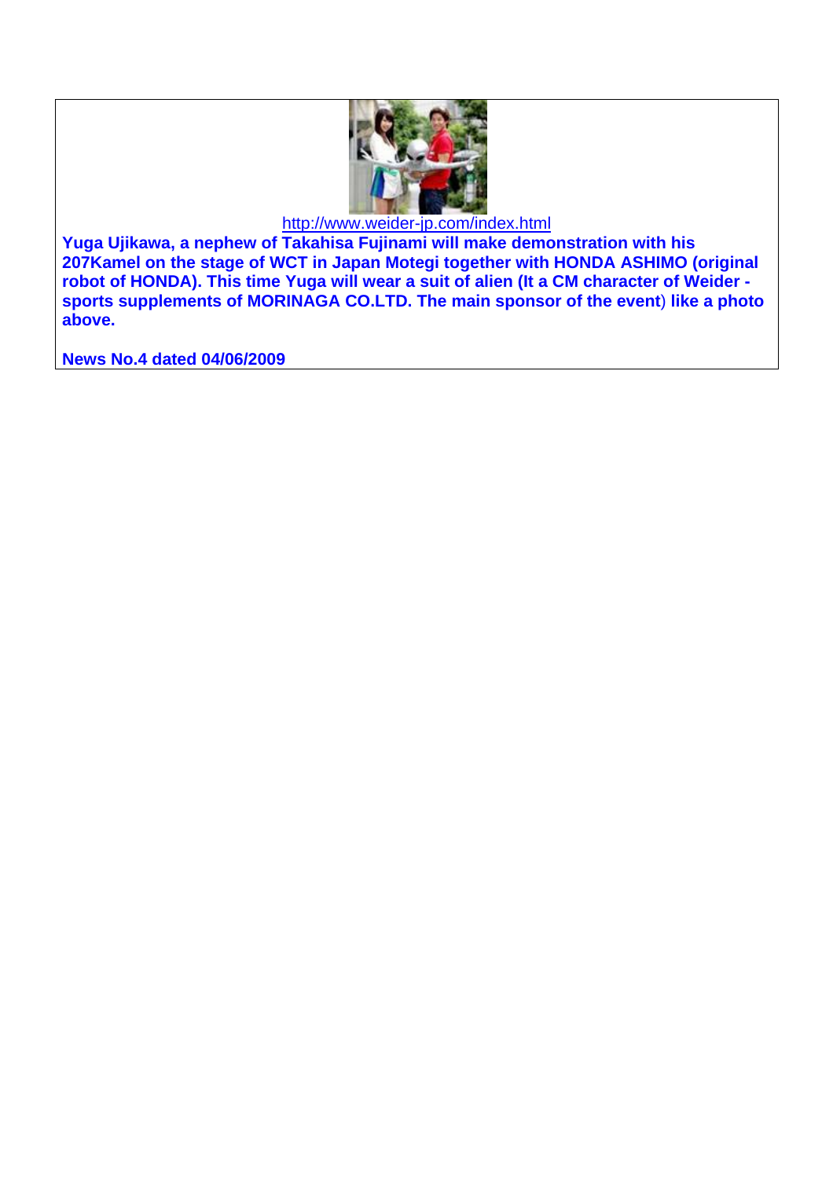http://www.weider-jp.com/index.html

**Yuga Ujikawa, a nephew of Takahisa Fujinami will make demonstration with his 207Kamel on the stage of WCT in Japan Motegi together with HONDA ASHIMO (original robot of HONDA). This time Yuga will wear a suit of alien (It a CM character of Weider - sports supplements of MORINAGA CO.LTD. The main sponsor of the event) like a photo above.**

**News No.4 dated 04/06/2009**